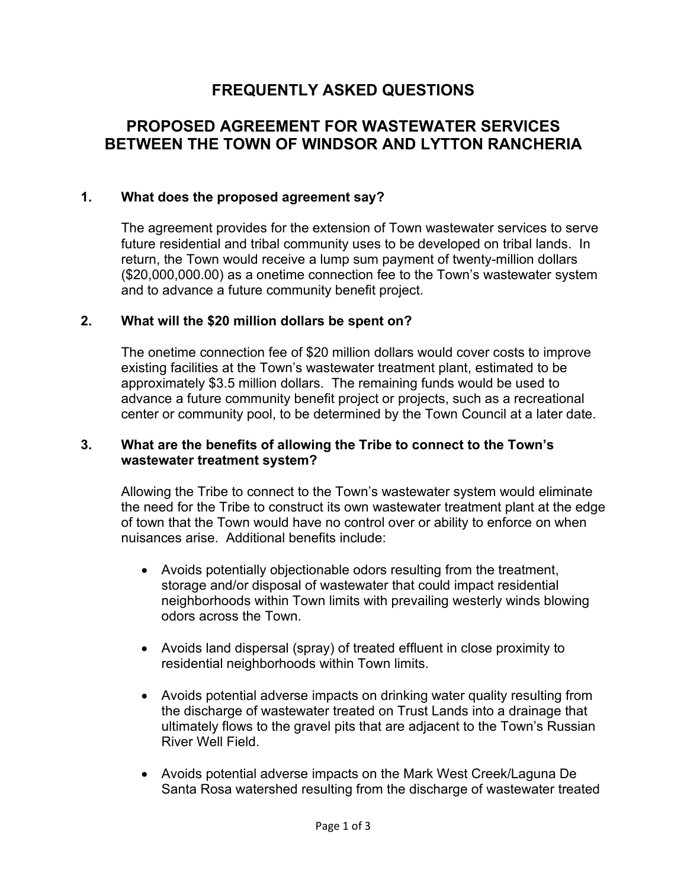# FREQUENTLY ASKED QUESTIONS

## PROPOSED AGREEMENT FOR WASTEWATER SERVICES BETWEEN THE TOWN OF WINDSOR AND LYTTON RANCHERIA

### 1. What does the proposed agreement say?

The agreement provides for the extension of Town wastewater services to serve future residential and tribal community uses to be developed on tribal lands. In return, the Town would receive a lump sum payment of twenty-million dollars ($20,000,000.00) as a onetime connection fee to the Town's wastewater system and to advance a future community benefit project.

### 2. What will the $20 million dollars be spent on?

The onetime connection fee of $20 million dollars would cover costs to improve existing facilities at the Town's wastewater treatment plant, estimated to be approximately $3.5 million dollars. The remaining funds would be used to advance a future community benefit project or projects, such as a recreational center or community pool, to be determined by the Town Council at a later date.

### 3. What are the benefits of allowing the Tribe to connect to the Town's wastewater treatment system?

Allowing the Tribe to connect to the Town's wastewater system would eliminate the need for the Tribe to construct its own wastewater treatment plant at the edge of town that the Town would have no control over or ability to enforce on when nuisances arise. Additional benefits include:

- Avoids potentially objectionable odors resulting from the treatment, storage and/or disposal of wastewater that could impact residential neighborhoods within Town limits with prevailing westerly winds blowing odors across the Town.

- Avoids land dispersal (spray) of treated effluent in close proximity to residential neighborhoods within Town limits.

- Avoids potential adverse impacts on drinking water quality resulting from the discharge of wastewater treated on Trust Lands into a drainage that ultimately flows to the gravel pits that are adjacent to the Town's Russian River Well Field.

- Avoids potential adverse impacts on the Mark West Creek/Laguna De Santa Rosa watershed resulting from the discharge of wastewater treated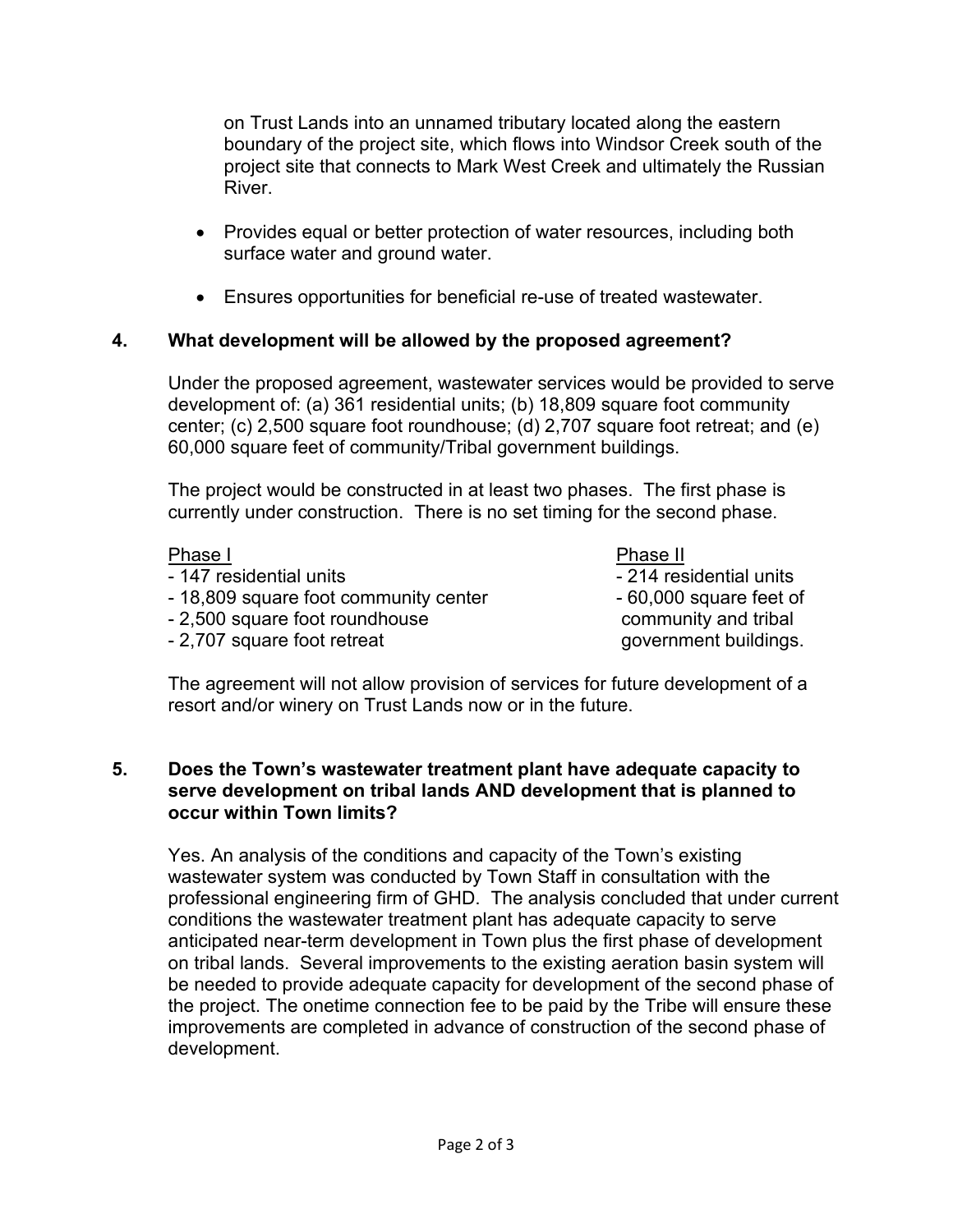on Trust Lands into an unnamed tributary located along the eastern boundary of the project site, which flows into Windsor Creek south of the project site that connects to Mark West Creek and ultimately the Russian River.

- Provides equal or better protection of water resources, including both surface water and ground water.
- Ensures opportunities for beneficial re-use of treated wastewater.

**4. What development will be allowed by the proposed agreement?**

Under the proposed agreement, wastewater services would be provided to serve development of: (a) 361 residential units; (b) 18,809 square foot community center; (c) 2,500 square foot roundhouse; (d) 2,707 square foot retreat; and (e) 60,000 square feet of community/Tribal government buildings.

The project would be constructed in at least two phases. The first phase is currently under construction. There is no set timing for the second phase.

| Phase I | Phase II |
|---|---|
| - 147 residential units | - 214 residential units |
| - 18,809 square foot community center | - 60,000 square feet of community and tribal government buildings. |
| - 2,500 square foot roundhouse | |
| - 2,707 square foot retreat | |

The agreement will not allow provision of services for future development of a resort and/or winery on Trust Lands now or in the future.

**5. Does the Town's wastewater treatment plant have adequate capacity to serve development on tribal lands AND development that is planned to occur within Town limits?**

Yes. An analysis of the conditions and capacity of the Town's existing wastewater system was conducted by Town Staff in consultation with the professional engineering firm of GHD. The analysis concluded that under current conditions the wastewater treatment plant has adequate capacity to serve anticipated near-term development in Town plus the first phase of development on tribal lands. Several improvements to the existing aeration basin system will be needed to provide adequate capacity for development of the second phase of the project. The onetime connection fee to be paid by the Tribe will ensure these improvements are completed in advance of construction of the second phase of development.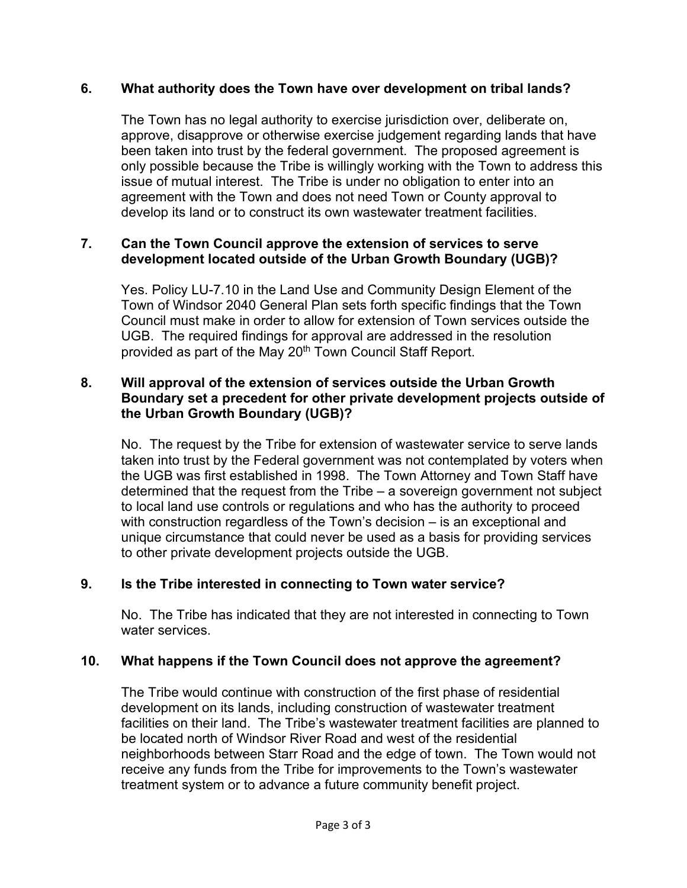**6. What authority does the Town have over development on tribal lands?**

The Town has no legal authority to exercise jurisdiction over, deliberate on, approve, disapprove or otherwise exercise judgement regarding lands that have been taken into trust by the federal government. The proposed agreement is only possible because the Tribe is willingly working with the Town to address this issue of mutual interest. The Tribe is under no obligation to enter into an agreement with the Town and does not need Town or County approval to develop its land or to construct its own wastewater treatment facilities.

**7. Can the Town Council approve the extension of services to serve development located outside of the Urban Growth Boundary (UGB)?**

Yes. Policy LU-7.10 in the Land Use and Community Design Element of the Town of Windsor 2040 General Plan sets forth specific findings that the Town Council must make in order to allow for extension of Town services outside the UGB. The required findings for approval are addressed in the resolution provided as part of the May 20th Town Council Staff Report.

**8. Will approval of the extension of services outside the Urban Growth Boundary set a precedent for other private development projects outside of the Urban Growth Boundary (UGB)?**

No. The request by the Tribe for extension of wastewater service to serve lands taken into trust by the Federal government was not contemplated by voters when the UGB was first established in 1998. The Town Attorney and Town Staff have determined that the request from the Tribe – a sovereign government not subject to local land use controls or regulations and who has the authority to proceed with construction regardless of the Town's decision – is an exceptional and unique circumstance that could never be used as a basis for providing services to other private development projects outside the UGB.

**9. Is the Tribe interested in connecting to Town water service?**

No. The Tribe has indicated that they are not interested in connecting to Town water services.

**10. What happens if the Town Council does not approve the agreement?**

The Tribe would continue with construction of the first phase of residential development on its lands, including construction of wastewater treatment facilities on their land. The Tribe's wastewater treatment facilities are planned to be located north of Windsor River Road and west of the residential neighborhoods between Starr Road and the edge of town. The Town would not receive any funds from the Tribe for improvements to the Town's wastewater treatment system or to advance a future community benefit project.